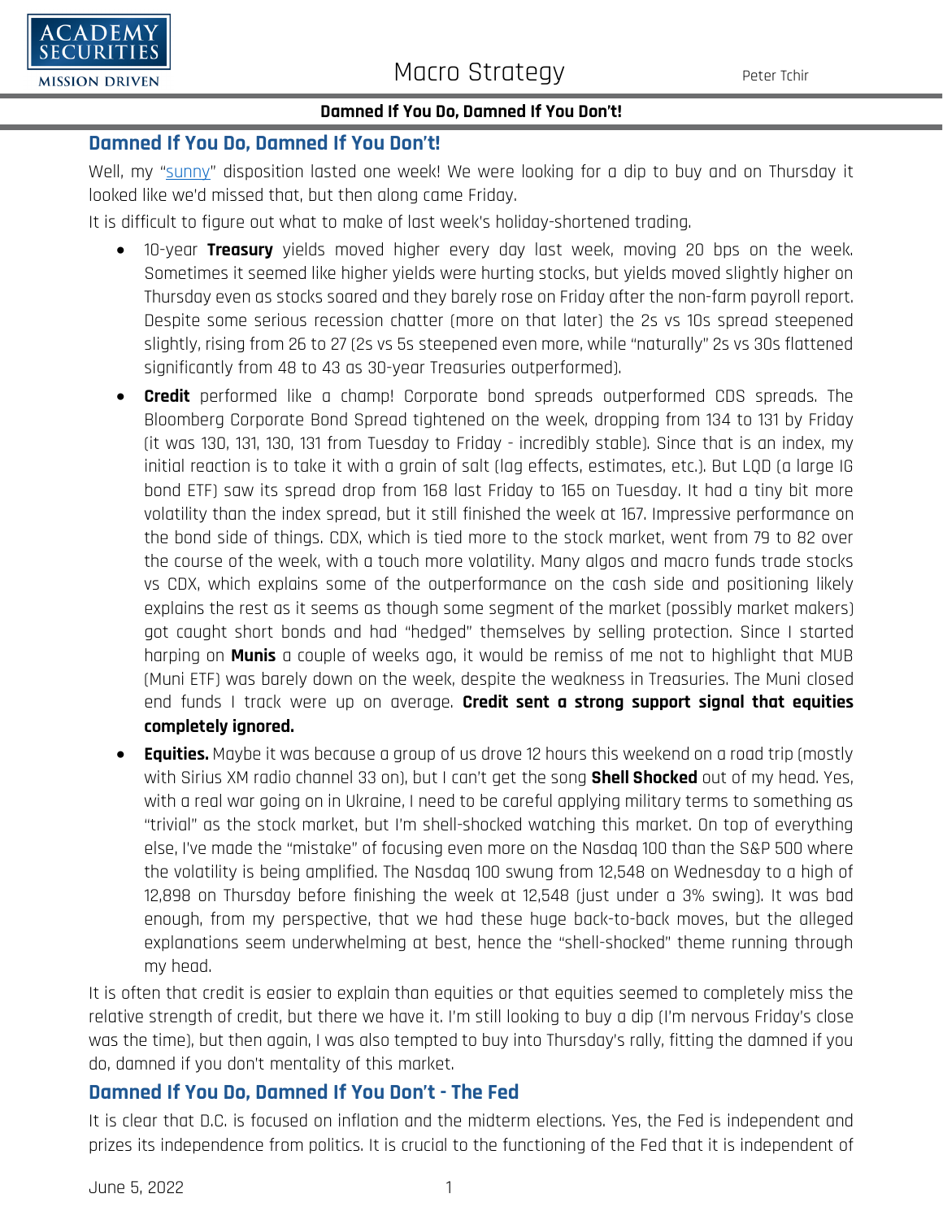# Damned If You Do, Damned If You Don't!

## Damned If You Do, Damned If You Don't!

Well, my "sunny" disposition lasted one week! We were looking for a dip to buy and on Thursday it looked like we'd missed that, but then along came Friday.

It is difficult to figure out what to make of last week's holiday-shortened trading.

- 10-year **Treasury** yields moved higher every day last week, moving 20 bps on the week. Sometimes it seemed like higher yields were hurting stocks, but yields moved slightly higher on Thursday even as stocks soared and they barely rose on Friday after the non-farm payroll report. Despite some serious recession chatter (more on that later) the 2s vs 10s spread steepened slightly, rising from 26 to 27 (2s vs 5s steepened even more, while "naturally" 2s vs 30s flattened significantly from 48 to 43 as 30-year Treasuries outperformed).
- **Credit** performed like a champ! Corporate bond spreads outperformed CDS spreads. The Bloomberg Corporate Bond Spread tightened on the week, dropping from 134 to 131 by Friday (it was 130, 131, 130, 131 from Tuesday to Friday - incredibly stable). Since that is an index, my initial reaction is to take it with a grain of salt (lag effects, estimates, etc.). But LQD (a large IG bond ETF) saw its spread drop from 168 last Friday to 165 on Tuesday. It had a tiny bit more volatility than the index spread, but it still finished the week at 167. Impressive performance on the bond side of things. CDX, which is tied more to the stock market, went from 79 to 82 over the course of the week, with a touch more volatility. Many algos and macro funds trade stocks vs CDX, which explains some of the outperformance on the cash side and positioning likely explains the rest as it seems as though some segment of the market (possibly market makers) got caught short bonds and had "hedged" themselves by selling protection. Since I started harping on **Munis** a couple of weeks ago, it would be remiss of me not to highlight that MUB (Muni ETF) was barely down on the week, despite the weakness in Treasuries. The Muni closed end funds I track were up on average. **Credit sent a strong support signal that equities completely ignored.**
- **Equities.** Maybe it was because a group of us drove 12 hours this weekend on a road trip (mostly with Sirius XM radio channel 33 on), but I can't get the song **Shell Shocked** out of my head. Yes, with a real war going on in Ukraine, I need to be careful applying military terms to something as "trivial" as the stock market, but I'm shell-shocked watching this market. On top of everything else, I've made the "mistake" of focusing even more on the Nasdaq 100 than the S&P 500 where the volatility is being amplified. The Nasdaq 100 swung from 12,548 on Wednesday to a high of 12,898 on Thursday before finishing the week at 12,548 (just under a 3% swing). It was bad enough, from my perspective, that we had these huge back-to-back moves, but the alleged explanations seem underwhelming at best, hence the "shell-shocked" theme running through my head.

It is often that credit is easier to explain than equities or that equities seemed to completely miss the relative strength of credit, but there we have it. I'm still looking to buy a dip (I'm nervous Friday's close was the time), but then again, I was also tempted to buy into Thursday's rally, fitting the damned if you do, damned if you don't mentality of this market.

## Damned If You Do, Damned If You Don't - The Fed

It is clear that D.C. is focused on inflation and the midterm elections. Yes, the Fed is independent and prizes its independence from politics. It is crucial to the functioning of the Fed that it is independent of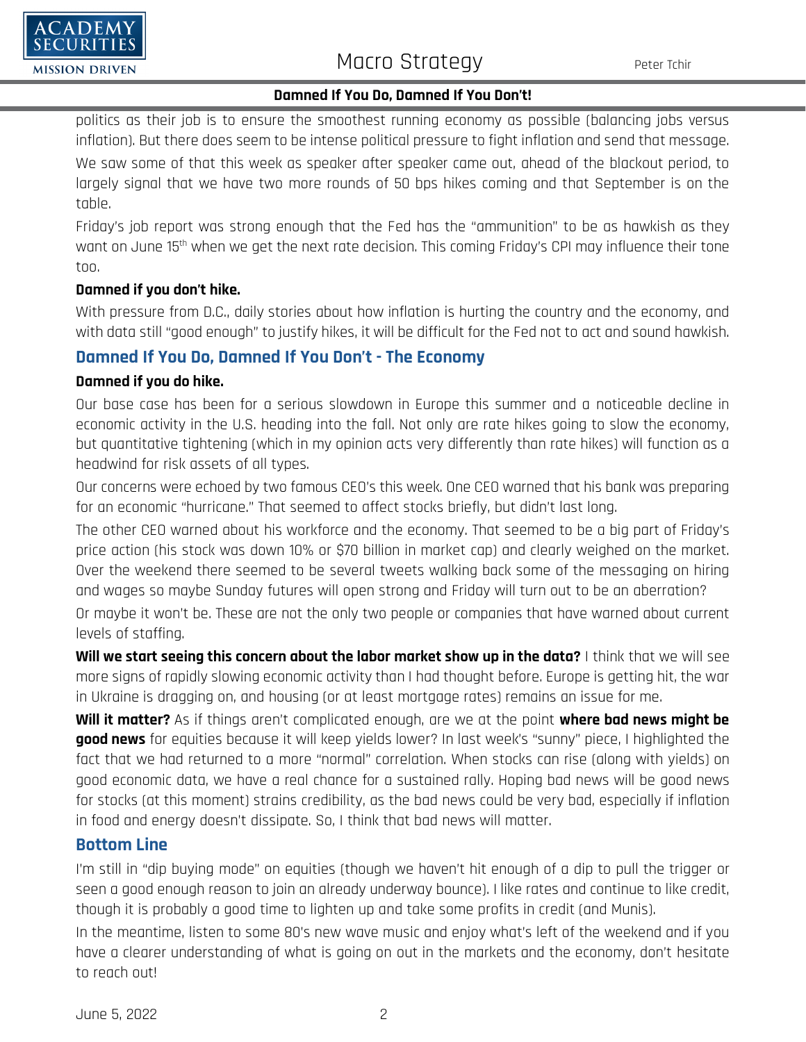politics as their job is to ensure the smoothest running economy as possible (balancing jobs versus inflation). But there does seem to be intense political pressure to fight inflation and send that message. We saw some of that this week as speaker after speaker came out, ahead of the blackout period, to largely signal that we have two more rounds of 50 bps hikes coming and that September is on the table.

Friday's job report was strong enough that the Fed has the "ammunition" to be as hawkish as they want on June 15th when we get the next rate decision. This coming Friday's CPI may influence their tone too.

**Damned if you don't hike.**

With pressure from D.C., daily stories about how inflation is hurting the country and the economy, and with data still "good enough" to justify hikes, it will be difficult for the Fed not to act and sound hawkish.

## Damned If You Do, Damned If You Don't - The Economy

**Damned if you do hike.**

Our base case has been for a serious slowdown in Europe this summer and a noticeable decline in economic activity in the U.S. heading into the fall. Not only are rate hikes going to slow the economy, but quantitative tightening (which in my opinion acts very differently than rate hikes) will function as a headwind for risk assets of all types.

Our concerns were echoed by two famous CEO's this week. One CEO warned that his bank was preparing for an economic "hurricane." That seemed to affect stocks briefly, but didn't last long.

The other CEO warned about his workforce and the economy. That seemed to be a big part of Friday's price action (his stock was down 10% or $70 billion in market cap) and clearly weighed on the market. Over the weekend there seemed to be several tweets walking back some of the messaging on hiring and wages so maybe Sunday futures will open strong and Friday will turn out to be an aberration?

Or maybe it won't be. These are not the only two people or companies that have warned about current levels of staffing.

**Will we start seeing this concern about the labor market show up in the data?** I think that we will see more signs of rapidly slowing economic activity than I had thought before. Europe is getting hit, the war in Ukraine is dragging on, and housing (or at least mortgage rates) remains an issue for me.

**Will it matter?** As if things aren't complicated enough, are we at the point **where bad news might be good news** for equities because it will keep yields lower? In last week's "sunny" piece, I highlighted the fact that we had returned to a more "normal" correlation. When stocks can rise (along with yields) on good economic data, we have a real chance for a sustained rally. Hoping bad news will be good news for stocks (at this moment) strains credibility, as the bad news could be very bad, especially if inflation in food and energy doesn't dissipate. So, I think that bad news will matter.

## Bottom Line

I'm still in "dip buying mode" on equities (though we haven't hit enough of a dip to pull the trigger or seen a good enough reason to join an already underway bounce). I like rates and continue to like credit, though it is probably a good time to lighten up and take some profits in credit (and Munis).

In the meantime, listen to some 80's new wave music and enjoy what's left of the weekend and if you have a clearer understanding of what is going on out in the markets and the economy, don't hesitate to reach out!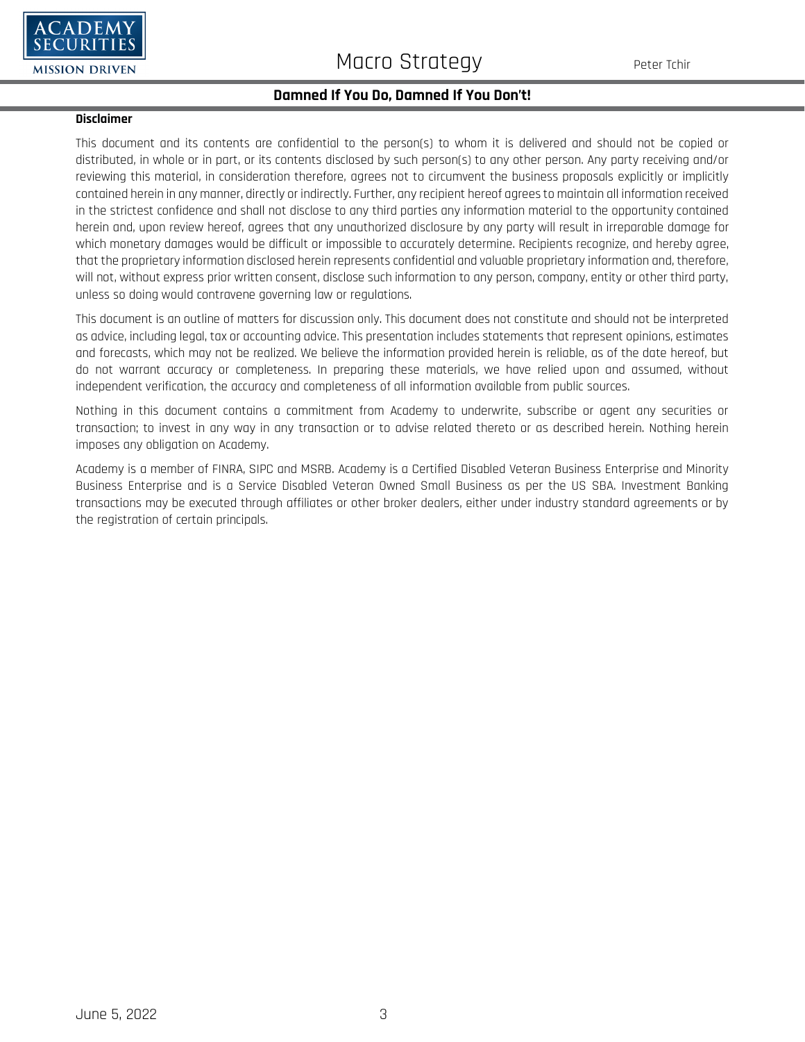**Disclaimer**

This document and its contents are confidential to the person(s) to whom it is delivered and should not be copied or distributed, in whole or in part, or its contents disclosed by such person(s) to any other person. Any party receiving and/or reviewing this material, in consideration therefore, agrees not to circumvent the business proposals explicitly or implicitly contained herein in any manner, directly or indirectly. Further, any recipient hereof agrees to maintain all information received in the strictest confidence and shall not disclose to any third parties any information material to the opportunity contained herein and, upon review hereof, agrees that any unauthorized disclosure by any party will result in irreparable damage for which monetary damages would be difficult or impossible to accurately determine. Recipients recognize, and hereby agree, that the proprietary information disclosed herein represents confidential and valuable proprietary information and, therefore, will not, without express prior written consent, disclose such information to any person, company, entity or other third party, unless so doing would contravene governing law or regulations.

This document is an outline of matters for discussion only. This document does not constitute and should not be interpreted as advice, including legal, tax or accounting advice. This presentation includes statements that represent opinions, estimates and forecasts, which may not be realized. We believe the information provided herein is reliable, as of the date hereof, but do not warrant accuracy or completeness. In preparing these materials, we have relied upon and assumed, without independent verification, the accuracy and completeness of all information available from public sources.

Nothing in this document contains a commitment from Academy to underwrite, subscribe or agent any securities or transaction; to invest in any way in any transaction or to advise related thereto or as described herein. Nothing herein imposes any obligation on Academy.

Academy is a member of FINRA, SIPC and MSRB. Academy is a Certified Disabled Veteran Business Enterprise and Minority Business Enterprise and is a Service Disabled Veteran Owned Small Business as per the US SBA. Investment Banking transactions may be executed through affiliates or other broker dealers, either under industry standard agreements or by the registration of certain principals.